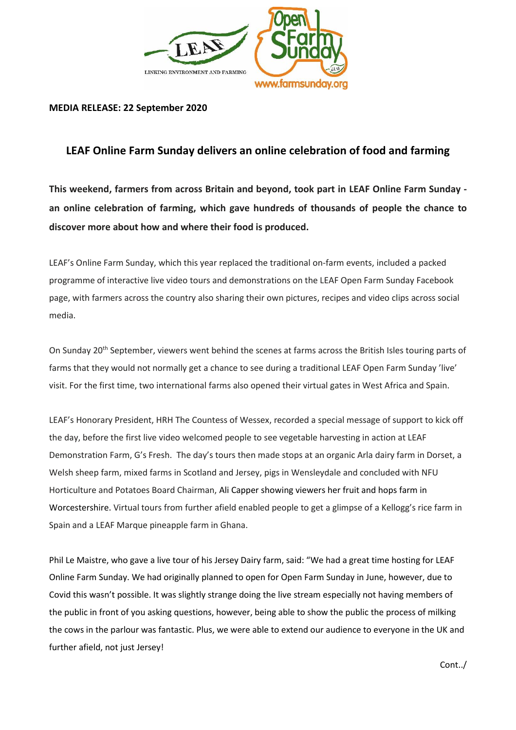**MEDIA RELEASE: 22 September 2020**

## LEAF Online Farm Sunday delivers an online celebration of food and farming

**This weekend, farmers from across Britain and beyond, took part in LEAF Online Farm Sunday - an online celebration of farming, which gave hundreds of thousands of people the chance to discover more about how and where their food is produced.**

LEAF's Online Farm Sunday, which this year replaced the traditional on-farm events, included a packed programme of interactive live video tours and demonstrations on the LEAF Open Farm Sunday Facebook page, with farmers across the country also sharing their own pictures, recipes and video clips across social media.

On Sunday 20th September, viewers went behind the scenes at farms across the British Isles touring parts of farms that they would not normally get a chance to see during a traditional LEAF Open Farm Sunday 'live' visit. For the first time, two international farms also opened their virtual gates in West Africa and Spain.

LEAF's Honorary President, HRH The Countess of Wessex, recorded a special message of support to kick off the day, before the first live video welcomed people to see vegetable harvesting in action at LEAF Demonstration Farm, G's Fresh. The day's tours then made stops at an organic Arla dairy farm in Dorset, a Welsh sheep farm, mixed farms in Scotland and Jersey, pigs in Wensleydale and concluded with NFU Horticulture and Potatoes Board Chairman, Ali Capper showing viewers her fruit and hops farm in Worcestershire. Virtual tours from further afield enabled people to get a glimpse of a Kellogg's rice farm in Spain and a LEAF Marque pineapple farm in Ghana.

Phil Le Maistre, who gave a live tour of his Jersey Dairy farm, said: "We had a great time hosting for LEAF Online Farm Sunday. We had originally planned to open for Open Farm Sunday in June, however, due to Covid this wasn't possible. It was slightly strange doing the live stream especially not having members of the public in front of you asking questions, however, being able to show the public the process of milking the cows in the parlour was fantastic. Plus, we were able to extend our audience to everyone in the UK and further afield, not just Jersey!

Cont../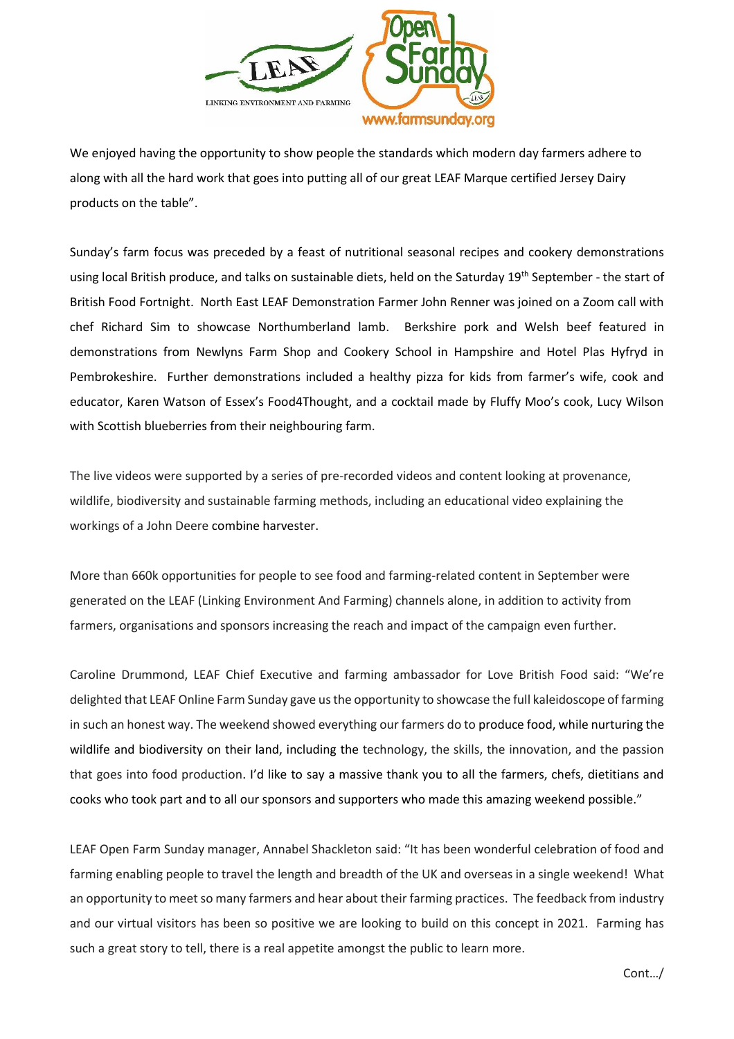We enjoyed having the opportunity to show people the standards which modern day farmers adhere to along with all the hard work that goes into putting all of our great LEAF Marque certified Jersey Dairy products on the table".

Sunday's farm focus was preceded by a feast of nutritional seasonal recipes and cookery demonstrations using local British produce, and talks on sustainable diets, held on the Saturday 19th September - the start of British Food Fortnight. North East LEAF Demonstration Farmer John Renner was joined on a Zoom call with chef Richard Sim to showcase Northumberland lamb. Berkshire pork and Welsh beef featured in demonstrations from Newlyns Farm Shop and Cookery School in Hampshire and Hotel Plas Hyfryd in Pembrokeshire. Further demonstrations included a healthy pizza for kids from farmer's wife, cook and educator, Karen Watson of Essex's Food4Thought, and a cocktail made by Fluffy Moo's cook, Lucy Wilson with Scottish blueberries from their neighbouring farm.

The live videos were supported by a series of pre-recorded videos and content looking at provenance, wildlife, biodiversity and sustainable farming methods, including an educational video explaining the workings of a John Deere combine harvester.

More than 660k opportunities for people to see food and farming-related content in September were generated on the LEAF (Linking Environment And Farming) channels alone, in addition to activity from farmers, organisations and sponsors increasing the reach and impact of the campaign even further.

Caroline Drummond, LEAF Chief Executive and farming ambassador for Love British Food said: "We're delighted that LEAF Online Farm Sunday gave us the opportunity to showcase the full kaleidoscope of farming in such an honest way. The weekend showed everything our farmers do to produce food, while nurturing the wildlife and biodiversity on their land, including the technology, the skills, the innovation, and the passion that goes into food production. I'd like to say a massive thank you to all the farmers, chefs, dietitians and cooks who took part and to all our sponsors and supporters who made this amazing weekend possible."

LEAF Open Farm Sunday manager, Annabel Shackleton said: "It has been wonderful celebration of food and farming enabling people to travel the length and breadth of the UK and overseas in a single weekend! What an opportunity to meet so many farmers and hear about their farming practices. The feedback from industry and our virtual visitors has been so positive we are looking to build on this concept in 2021. Farming has such a great story to tell, there is a real appetite amongst the public to learn more.

Cont…/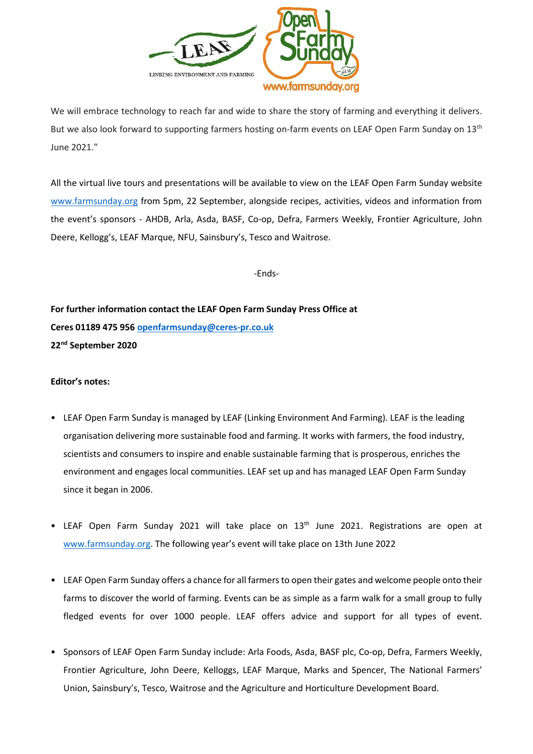We will embrace technology to reach far and wide to share the story of farming and everything it delivers. But we also look forward to supporting farmers hosting on-farm events on LEAF Open Farm Sunday on 13th June 2021."

All the virtual live tours and presentations will be available to view on the LEAF Open Farm Sunday website www.farmsunday.org from 5pm, 22 September, alongside recipes, activities, videos and information from the event's sponsors - AHDB, Arla, Asda, BASF, Co-op, Defra, Farmers Weekly, Frontier Agriculture, John Deere, Kellogg's, LEAF Marque, NFU, Sainsbury's, Tesco and Waitrose.

-Ends-

**For further information contact the LEAF Open Farm Sunday Press Office at**
**Ceres 01189 475 956 openfarmsunday@ceres-pr.co.uk**
**22nd September 2020**

**Editor's notes:**

- LEAF Open Farm Sunday is managed by LEAF (Linking Environment And Farming). LEAF is the leading organisation delivering more sustainable food and farming. It works with farmers, the food industry, scientists and consumers to inspire and enable sustainable farming that is prosperous, enriches the environment and engages local communities. LEAF set up and has managed LEAF Open Farm Sunday since it began in 2006.

- LEAF Open Farm Sunday 2021 will take place on 13th June 2021. Registrations are open at www.farmsunday.org. The following year's event will take place on 13th June 2022

- LEAF Open Farm Sunday offers a chance for all farmers to open their gates and welcome people onto their farms to discover the world of farming. Events can be as simple as a farm walk for a small group to fully fledged events for over 1000 people. LEAF offers advice and support for all types of event.

- Sponsors of LEAF Open Farm Sunday include: Arla Foods, Asda, BASF plc, Co-op, Defra, Farmers Weekly, Frontier Agriculture, John Deere, Kelloggs, LEAF Marque, Marks and Spencer, The National Farmers' Union, Sainsbury's, Tesco, Waitrose and the Agriculture and Horticulture Development Board.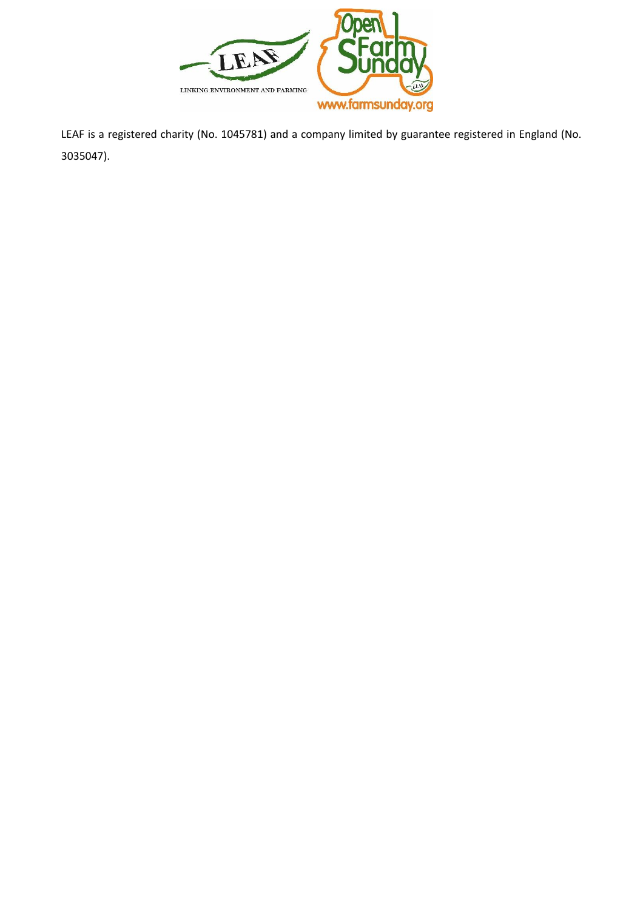LEAF is a registered charity (No. 1045781) and a company limited by guarantee registered in England (No. 3035047).